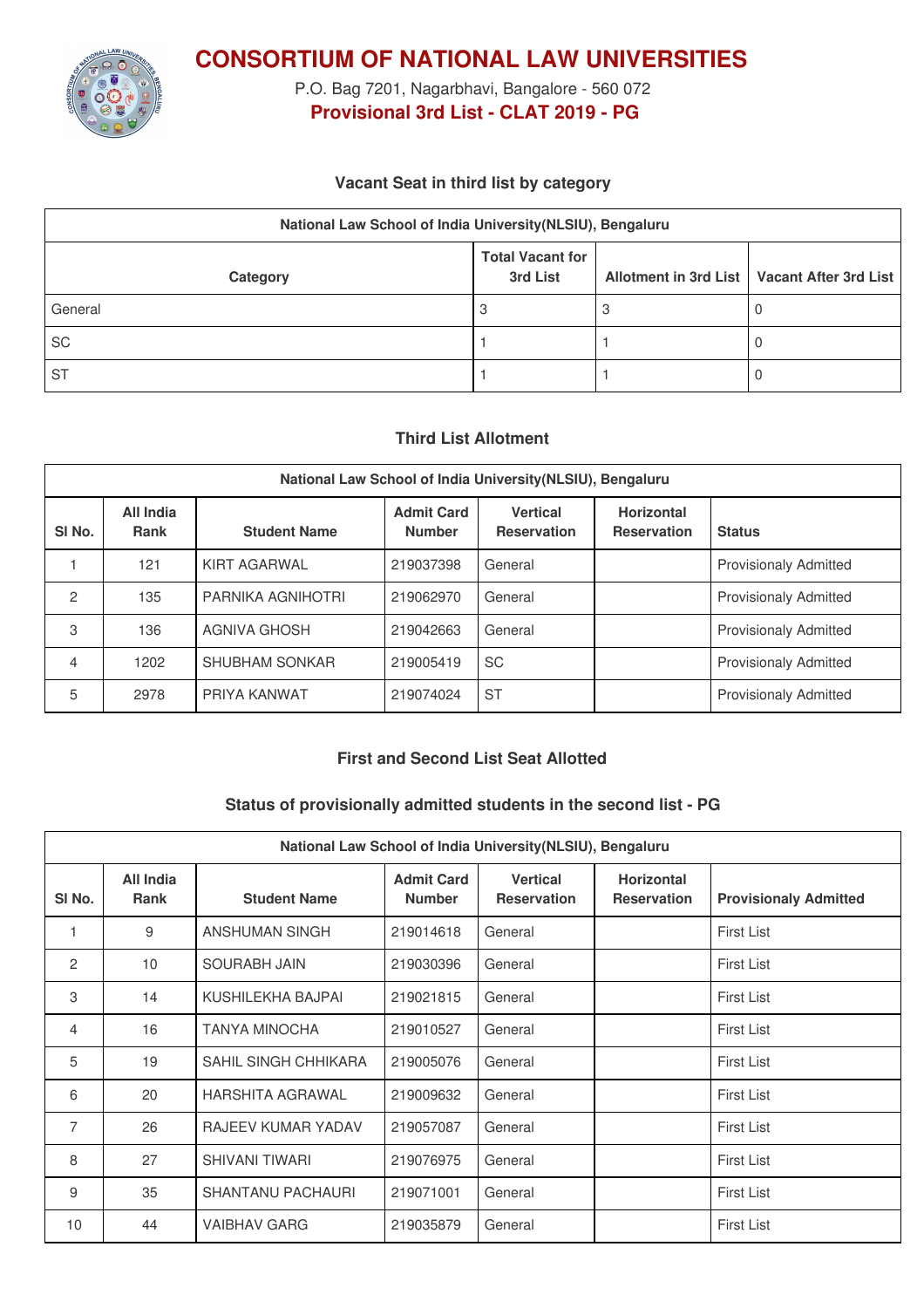# CONSORTIUM OF NATIONAL LAW UNIVERSITIES

P.O. Bag 7201, Nagarbhavi, Bangalore - 560 072

**Provisional 3rd List - CLAT 2019 - PG**

### Vacant Seat in third list by category

| National Law School of India University(NLSIU), Bengaluru | | | |
|---|---|---|---|
| **Category** | **Total Vacant for 3rd List** | **Allotment in 3rd List** | **Vacant After 3rd List** |
| General | 3 | 3 | 0 |
| SC | 1 | 1 | 0 |
| ST | 1 | 1 | 0 |

### Third List Allotment

| National Law School of India University(NLSIU), Bengaluru | | | | | | |
|---|---|---|---|---|---|---|
| **Sl No.** | **All India Rank** | **Student Name** | **Admit Card Number** | **Vertical Reservation** | **Horizontal Reservation** | **Status** |
| 1 | 121 | KIRT AGARWAL | 219037398 | General | | Provisionaly Admitted |
| 2 | 135 | PARNIKA AGNIHOTRI | 219062970 | General | | Provisionaly Admitted |
| 3 | 136 | AGNIVA GHOSH | 219042663 | General | | Provisionaly Admitted |
| 4 | 1202 | SHUBHAM SONKAR | 219005419 | SC | | Provisionaly Admitted |
| 5 | 2978 | PRIYA KANWAT | 219074024 | ST | | Provisionaly Admitted |

### First and Second List Seat Allotted

### Status of provisionally admitted students in the second list - PG

| National Law School of India University(NLSIU), Bengaluru | | | | | | |
|---|---|---|---|---|---|---|
| **Sl No.** | **All India Rank** | **Student Name** | **Admit Card Number** | **Vertical Reservation** | **Horizontal Reservation** | **Provisionaly Admitted** |
| 1 | 9 | ANSHUMAN SINGH | 219014618 | General | | First List |
| 2 | 10 | SOURABH JAIN | 219030396 | General | | First List |
| 3 | 14 | KUSHILEKHA BAJPAI | 219021815 | General | | First List |
| 4 | 16 | TANYA MINOCHA | 219010527 | General | | First List |
| 5 | 19 | SAHIL SINGH CHHIKARA | 219005076 | General | | First List |
| 6 | 20 | HARSHITA AGRAWAL | 219009632 | General | | First List |
| 7 | 26 | RAJEEV KUMAR YADAV | 219057087 | General | | First List |
| 8 | 27 | SHIVANI TIWARI | 219076975 | General | | First List |
| 9 | 35 | SHANTANU PACHAURI | 219071001 | General | | First List |
| 10 | 44 | VAIBHAV GARG | 219035879 | General | | First List |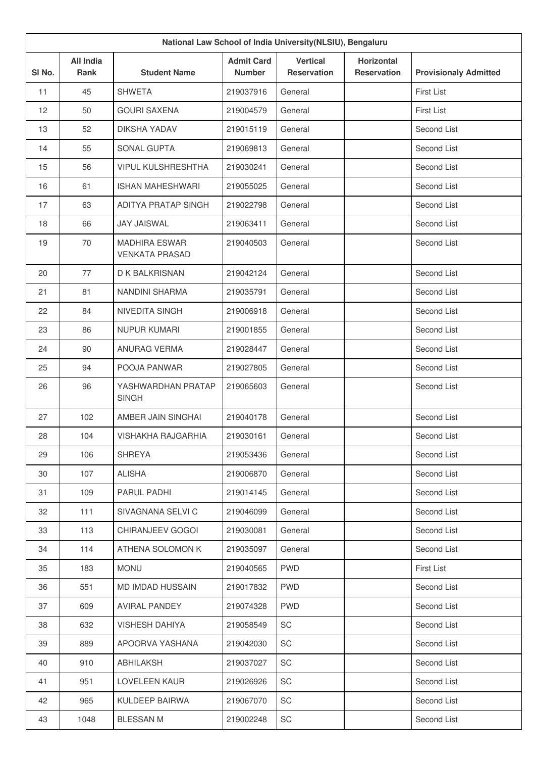| National Law School of India University(NLSIU), Bengaluru | | | | | | |
|---|---|---|---|---|---|---|
| Sl No. | All India Rank | Student Name | Admit Card Number | Vertical Reservation | Horizontal Reservation | Provisionaly Admitted |
| 11 | 45 | SHWETA | 219037916 | General | | First List |
| 12 | 50 | GOURI SAXENA | 219004579 | General | | First List |
| 13 | 52 | DIKSHA YADAV | 219015119 | General | | Second List |
| 14 | 55 | SONAL GUPTA | 219069813 | General | | Second List |
| 15 | 56 | VIPUL KULSHRESHTHA | 219030241 | General | | Second List |
| 16 | 61 | ISHAN MAHESHWARI | 219055025 | General | | Second List |
| 17 | 63 | ADITYA PRATAP SINGH | 219022798 | General | | Second List |
| 18 | 66 | JAY JAISWAL | 219063411 | General | | Second List |
| 19 | 70 | MADHIRA ESWAR VENKATA PRASAD | 219040503 | General | | Second List |
| 20 | 77 | D K BALKRISNAN | 219042124 | General | | Second List |
| 21 | 81 | NANDINI SHARMA | 219035791 | General | | Second List |
| 22 | 84 | NIVEDITA SINGH | 219006918 | General | | Second List |
| 23 | 86 | NUPUR KUMARI | 219001855 | General | | Second List |
| 24 | 90 | ANURAG VERMA | 219028447 | General | | Second List |
| 25 | 94 | POOJA PANWAR | 219027805 | General | | Second List |
| 26 | 96 | YASHWARDHAN PRATAP SINGH | 219065603 | General | | Second List |
| 27 | 102 | AMBER JAIN SINGHAI | 219040178 | General | | Second List |
| 28 | 104 | VISHAKHA RAJGARHIA | 219030161 | General | | Second List |
| 29 | 106 | SHREYA | 219053436 | General | | Second List |
| 30 | 107 | ALISHA | 219006870 | General | | Second List |
| 31 | 109 | PARUL PADHI | 219014145 | General | | Second List |
| 32 | 111 | SIVAGNANA SELVI C | 219046099 | General | | Second List |
| 33 | 113 | CHIRANJEEV GOGOI | 219030081 | General | | Second List |
| 34 | 114 | ATHENA SOLOMON K | 219035097 | General | | Second List |
| 35 | 183 | MONU | 219040565 | PWD | | First List |
| 36 | 551 | MD IMDAD HUSSAIN | 219017832 | PWD | | Second List |
| 37 | 609 | AVIRAL PANDEY | 219074328 | PWD | | Second List |
| 38 | 632 | VISHESH DAHIYA | 219058549 | SC | | Second List |
| 39 | 889 | APOORVA YASHANA | 219042030 | SC | | Second List |
| 40 | 910 | ABHILAKSH | 219037027 | SC | | Second List |
| 41 | 951 | LOVELEEN KAUR | 219026926 | SC | | Second List |
| 42 | 965 | KULDEEP BAIRWA | 219067070 | SC | | Second List |
| 43 | 1048 | BLESSAN M | 219002248 | SC | | Second List |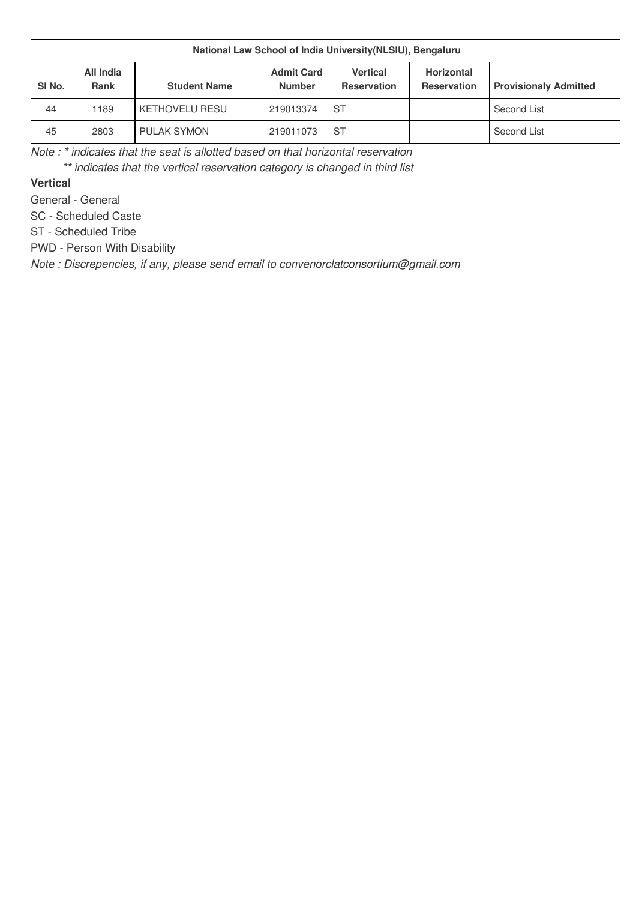| National Law School of India University(NLSIU), Bengaluru | | | | | | |
|---|---|---|---|---|---|---|
| Sl No. | All India Rank | Student Name | Admit Card Number | Vertical Reservation | Horizontal Reservation | Provisionaly Admitted |
| 44 | 1189 | KETHOVELU RESU | 219013374 | ST | | Second List |
| 45 | 2803 | PULAK SYMON | 219011073 | ST | | Second List |

*Note : * indicates that the seat is allotted based on that horizontal reservation*

*** indicates that the vertical reservation category is changed in third list*

**Vertical**

General - General

SC - Scheduled Caste

ST - Scheduled Tribe

PWD - Person With Disability

*Note : Discrepencies, if any, please send email to convenorclatconsortium@gmail.com*